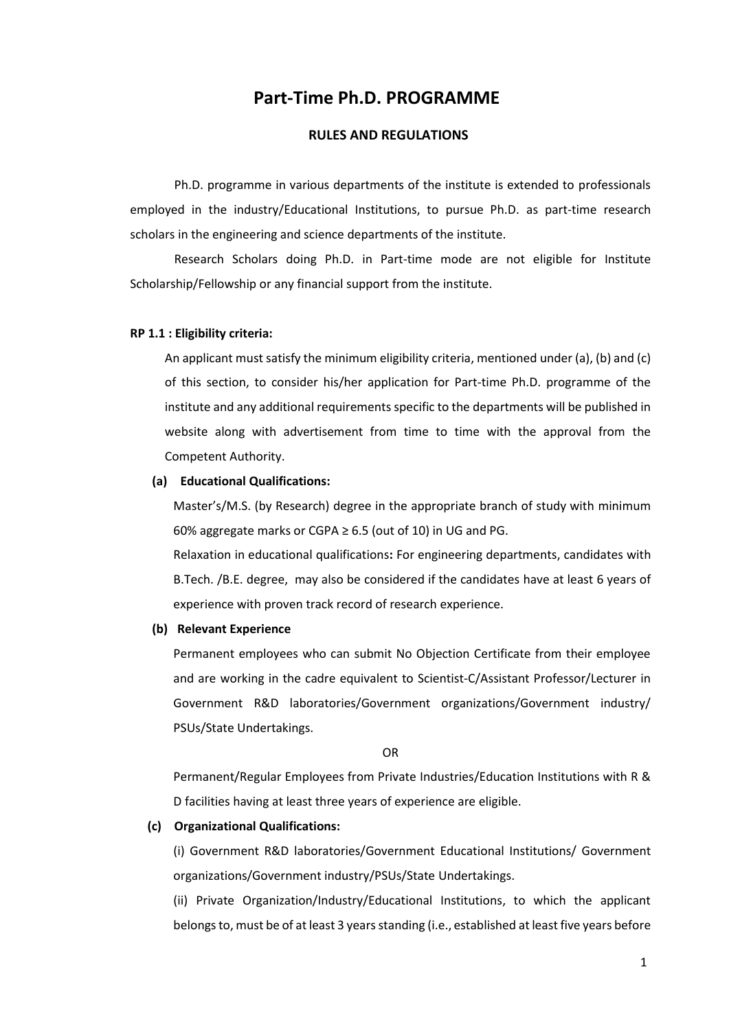# Part-Time Ph.D. PROGRAMME

## RULES AND REGULATIONS

Ph.D. programme in various departments of the institute is extended to professionals employed in the industry/Educational Institutions, to pursue Ph.D. as part-time research scholars in the engineering and science departments of the institute.

Research Scholars doing Ph.D. in Part-time mode are not eligible for Institute Scholarship/Fellowship or any financial support from the institute.

**RP 1.1 : Eligibility criteria:**

An applicant must satisfy the minimum eligibility criteria, mentioned under (a), (b) and (c) of this section, to consider his/her application for Part-time Ph.D. programme of the institute and any additional requirements specific to the departments will be published in website along with advertisement from time to time with the approval from the Competent Authority.

**(a) Educational Qualifications:**

Master's/M.S. (by Research) degree in the appropriate branch of study with minimum 60% aggregate marks or CGPA ≥ 6.5 (out of 10) in UG and PG.

Relaxation in educational qualifications**:** For engineering departments, candidates with B.Tech. /B.E. degree, may also be considered if the candidates have at least 6 years of experience with proven track record of research experience.

**(b) Relevant Experience**

Permanent employees who can submit No Objection Certificate from their employee and are working in the cadre equivalent to Scientist-C/Assistant Professor/Lecturer in Government R&D laboratories/Government organizations/Government industry/ PSUs/State Undertakings.

OR

Permanent/Regular Employees from Private Industries/Education Institutions with R & D facilities having at least three years of experience are eligible.

**(c) Organizational Qualifications:**

(i) Government R&D laboratories/Government Educational Institutions/ Government organizations/Government industry/PSUs/State Undertakings.

(ii) Private Organization/Industry/Educational Institutions, to which the applicant belongs to, must be of at least 3 years standing (i.e., established at least five years before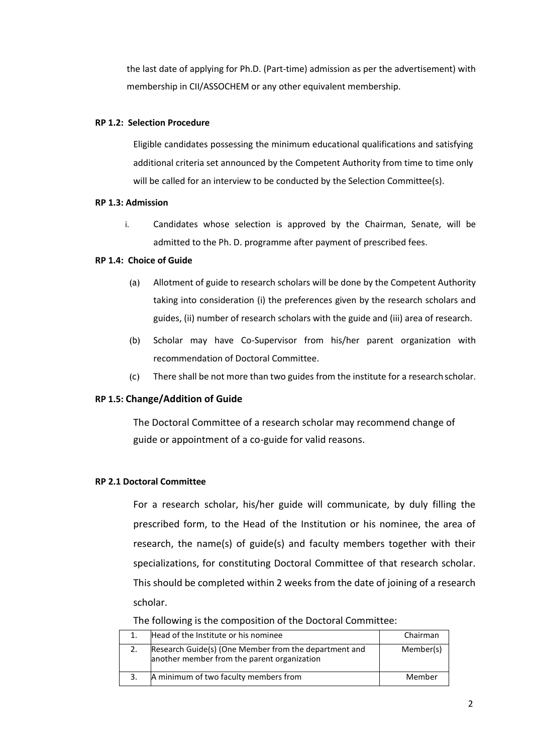the last date of applying for Ph.D. (Part-time) admission as per the advertisement) with membership in CII/ASSOCHEM or any other equivalent membership.

**RP 1.2: Selection Procedure**

Eligible candidates possessing the minimum educational qualifications and satisfying additional criteria set announced by the Competent Authority from time to time only will be called for an interview to be conducted by the Selection Committee(s).

**RP 1.3: Admission**

i. Candidates whose selection is approved by the Chairman, Senate, will be admitted to the Ph. D. programme after payment of prescribed fees.

**RP 1.4: Choice of Guide**

(a) Allotment of guide to research scholars will be done by the Competent Authority taking into consideration (i) the preferences given by the research scholars and guides, (ii) number of research scholars with the guide and (iii) area of research.

(b) Scholar may have Co-Supervisor from his/her parent organization with recommendation of Doctoral Committee.

(c) There shall be not more than two guides from the institute for a research scholar.

**RP 1.5: Change/Addition of Guide**

The Doctoral Committee of a research scholar may recommend change of guide or appointment of a co-guide for valid reasons.

**RP 2.1 Doctoral Committee**

For a research scholar, his/her guide will communicate, by duly filling the prescribed form, to the Head of the Institution or his nominee, the area of research, the name(s) of guide(s) and faculty members together with their specializations, for constituting Doctoral Committee of that research scholar. This should be completed within 2 weeks from the date of joining of a research scholar.

The following is the composition of the Doctoral Committee:

| | | |
|---|---|---|
| 1. | Head of the Institute or his nominee | Chairman |
| 2. | Research Guide(s) (One Member from the department and another member from the parent organization | Member(s) |
| 3. | A minimum of two faculty members from | Member |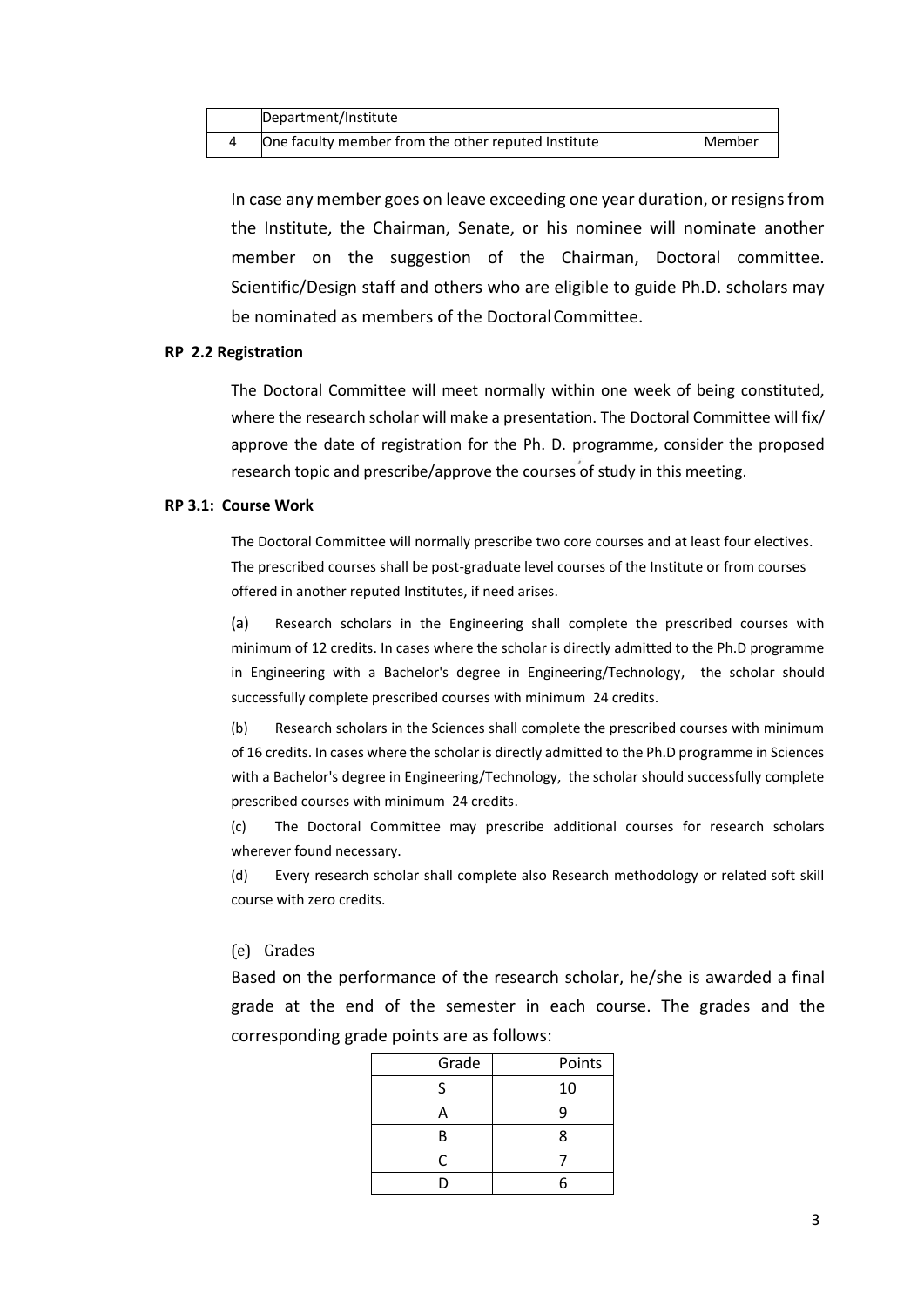| | Department/Institute | |
|---|---|---|
| 4 | One faculty member from the other reputed Institute | Member |

In case any member goes on leave exceeding one year duration, or resigns from the Institute, the Chairman, Senate, or his nominee will nominate another member on the suggestion of the Chairman, Doctoral committee. Scientific/Design staff and others who are eligible to guide Ph.D. scholars may be nominated as members of the Doctoral Committee.

**RP 2.2 Registration**

The Doctoral Committee will meet normally within one week of being constituted, where the research scholar will make a presentation. The Doctoral Committee will fix/ approve the date of registration for the Ph. D. programme, consider the proposed research topic and prescribe/approve the courses of study in this meeting.

**RP 3.1: Course Work**

The Doctoral Committee will normally prescribe two core courses and at least four electives. The prescribed courses shall be post-graduate level courses of the Institute or from courses offered in another reputed Institutes, if need arises.

(a) Research scholars in the Engineering shall complete the prescribed courses with minimum of 12 credits. In cases where the scholar is directly admitted to the Ph.D programme in Engineering with a Bachelor's degree in Engineering/Technology, the scholar should successfully complete prescribed courses with minimum 24 credits.

(b) Research scholars in the Sciences shall complete the prescribed courses with minimum of 16 credits. In cases where the scholar is directly admitted to the Ph.D programme in Sciences with a Bachelor's degree in Engineering/Technology, the scholar should successfully complete prescribed courses with minimum 24 credits.

(c) The Doctoral Committee may prescribe additional courses for research scholars wherever found necessary.

(d) Every research scholar shall complete also Research methodology or related soft skill course with zero credits.

(e) Grades

Based on the performance of the research scholar, he/she is awarded a final grade at the end of the semester in each course. The grades and the corresponding grade points are as follows:

| Grade | Points |
|---|---|
| S | 10 |
| A | 9 |
| B | 8 |
| C | 7 |
| D | 6 |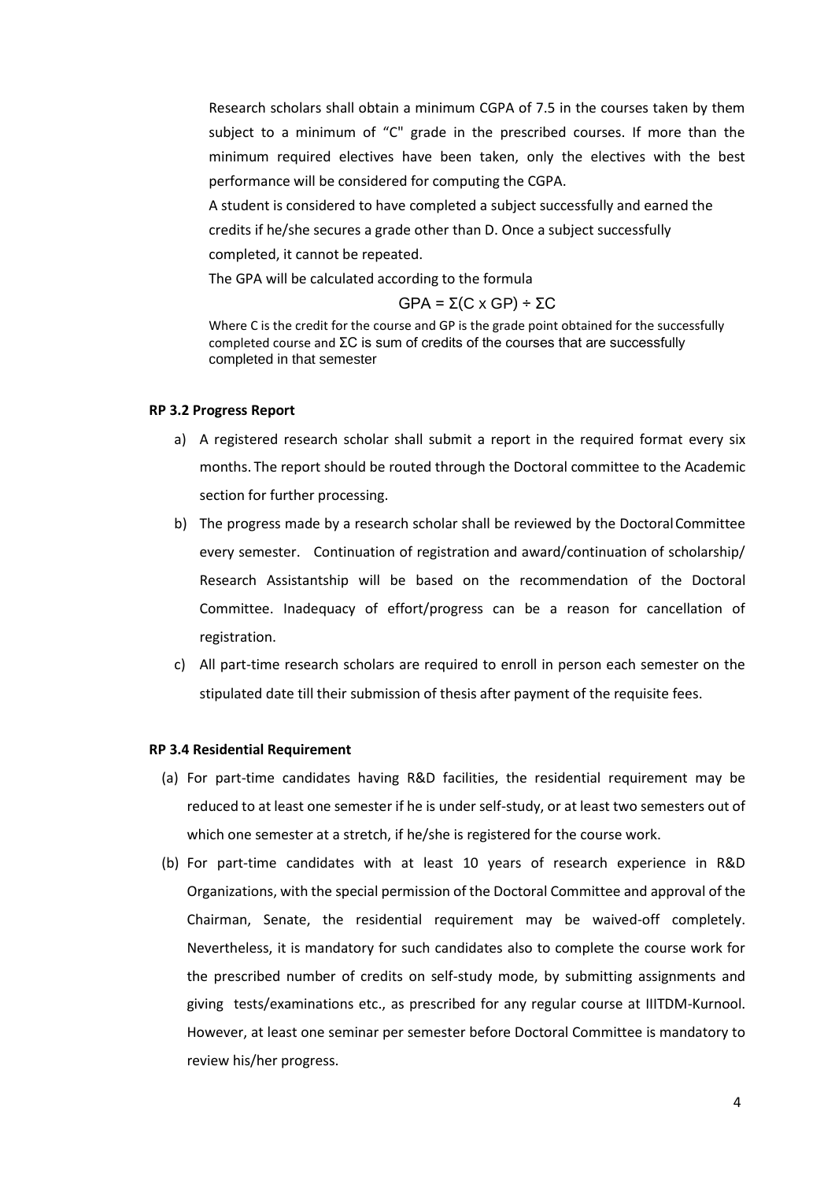Research scholars shall obtain a minimum CGPA of 7.5 in the courses taken by them subject to a minimum of "C" grade in the prescribed courses. If more than the minimum required electives have been taken, only the electives with the best performance will be considered for computing the CGPA.

A student is considered to have completed a subject successfully and earned the credits if he/she secures a grade other than D. Once a subject successfully completed, it cannot be repeated.

The GPA will be calculated according to the formula

$$GPA = \Sigma(C \times GP) \div \Sigma C$$

Where C is the credit for the course and GP is the grade point obtained for the successfully completed course and ΣC is sum of credits of the courses that are successfully completed in that semester

**RP 3.2 Progress Report**

a) A registered research scholar shall submit a report in the required format every six months. The report should be routed through the Doctoral committee to the Academic section for further processing.

b) The progress made by a research scholar shall be reviewed by the Doctoral Committee every semester. Continuation of registration and award/continuation of scholarship/ Research Assistantship will be based on the recommendation of the Doctoral Committee. Inadequacy of effort/progress can be a reason for cancellation of registration.

c) All part-time research scholars are required to enroll in person each semester on the stipulated date till their submission of thesis after payment of the requisite fees.

**RP 3.4 Residential Requirement**

(a) For part-time candidates having R&D facilities, the residential requirement may be reduced to at least one semester if he is under self-study, or at least two semesters out of which one semester at a stretch, if he/she is registered for the course work.

(b) For part-time candidates with at least 10 years of research experience in R&D Organizations, with the special permission of the Doctoral Committee and approval of the Chairman, Senate, the residential requirement may be waived-off completely. Nevertheless, it is mandatory for such candidates also to complete the course work for the prescribed number of credits on self-study mode, by submitting assignments and giving tests/examinations etc., as prescribed for any regular course at IIITDM-Kurnool. However, at least one seminar per semester before Doctoral Committee is mandatory to review his/her progress.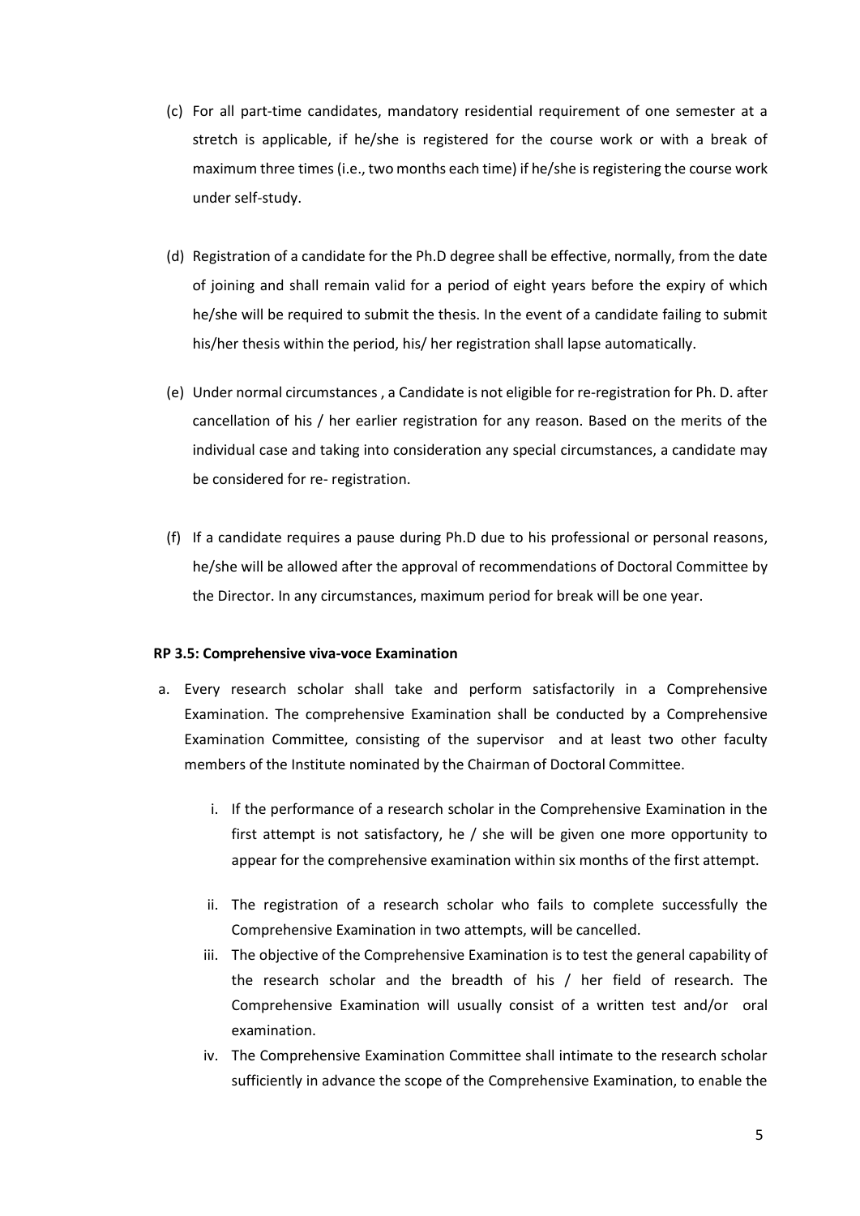(c) For all part-time candidates, mandatory residential requirement of one semester at a stretch is applicable, if he/she is registered for the course work or with a break of maximum three times (i.e., two months each time) if he/she is registering the course work under self-study.

(d) Registration of a candidate for the Ph.D degree shall be effective, normally, from the date of joining and shall remain valid for a period of eight years before the expiry of which he/she will be required to submit the thesis. In the event of a candidate failing to submit his/her thesis within the period, his/ her registration shall lapse automatically.

(e) Under normal circumstances , a Candidate is not eligible for re-registration for Ph. D. after cancellation of his / her earlier registration for any reason. Based on the merits of the individual case and taking into consideration any special circumstances, a candidate may be considered for re- registration.

(f) If a candidate requires a pause during Ph.D due to his professional or personal reasons, he/she will be allowed after the approval of recommendations of Doctoral Committee by the Director. In any circumstances, maximum period for break will be one year.

**RP 3.5: Comprehensive viva-voce Examination**

a. Every research scholar shall take and perform satisfactorily in a Comprehensive Examination. The comprehensive Examination shall be conducted by a Comprehensive Examination Committee, consisting of the supervisor and at least two other faculty members of the Institute nominated by the Chairman of Doctoral Committee.

   i. If the performance of a research scholar in the Comprehensive Examination in the first attempt is not satisfactory, he / she will be given one more opportunity to appear for the comprehensive examination within six months of the first attempt.

   ii. The registration of a research scholar who fails to complete successfully the Comprehensive Examination in two attempts, will be cancelled.

   iii. The objective of the Comprehensive Examination is to test the general capability of the research scholar and the breadth of his / her field of research. The Comprehensive Examination will usually consist of a written test and/or oral examination.

   iv. The Comprehensive Examination Committee shall intimate to the research scholar sufficiently in advance the scope of the Comprehensive Examination, to enable the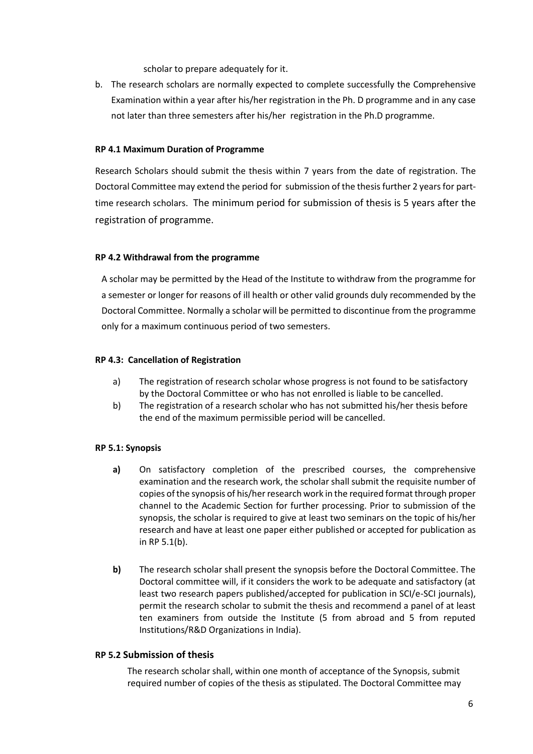scholar to prepare adequately for it.

b. The research scholars are normally expected to complete successfully the Comprehensive Examination within a year after his/her registration in the Ph. D programme and in any case not later than three semesters after his/her registration in the Ph.D programme.

**RP 4.1 Maximum Duration of Programme**

Research Scholars should submit the thesis within 7 years from the date of registration. The Doctoral Committee may extend the period for submission of the thesis further 2 years for part-time research scholars. The minimum period for submission of thesis is 5 years after the registration of programme.

**RP 4.2 Withdrawal from the programme**

A scholar may be permitted by the Head of the Institute to withdraw from the programme for a semester or longer for reasons of ill health or other valid grounds duly recommended by the Doctoral Committee. Normally a scholar will be permitted to discontinue from the programme only for a maximum continuous period of two semesters.

**RP 4.3: Cancellation of Registration**

a) The registration of research scholar whose progress is not found to be satisfactory by the Doctoral Committee or who has not enrolled is liable to be cancelled.

b) The registration of a research scholar who has not submitted his/her thesis before the end of the maximum permissible period will be cancelled.

**RP 5.1: Synopsis**

**a)** On satisfactory completion of the prescribed courses, the comprehensive examination and the research work, the scholar shall submit the requisite number of copies of the synopsis of his/her research work in the required format through proper channel to the Academic Section for further processing. Prior to submission of the synopsis, the scholar is required to give at least two seminars on the topic of his/her research and have at least one paper either published or accepted for publication as in RP 5.1(b).

**b)** The research scholar shall present the synopsis before the Doctoral Committee. The Doctoral committee will, if it considers the work to be adequate and satisfactory (at least two research papers published/accepted for publication in SCI/e-SCI journals), permit the research scholar to submit the thesis and recommend a panel of at least ten examiners from outside the Institute (5 from abroad and 5 from reputed Institutions/R&D Organizations in India).

**RP 5.2 Submission of thesis**

The research scholar shall, within one month of acceptance of the Synopsis, submit required number of copies of the thesis as stipulated. The Doctoral Committee may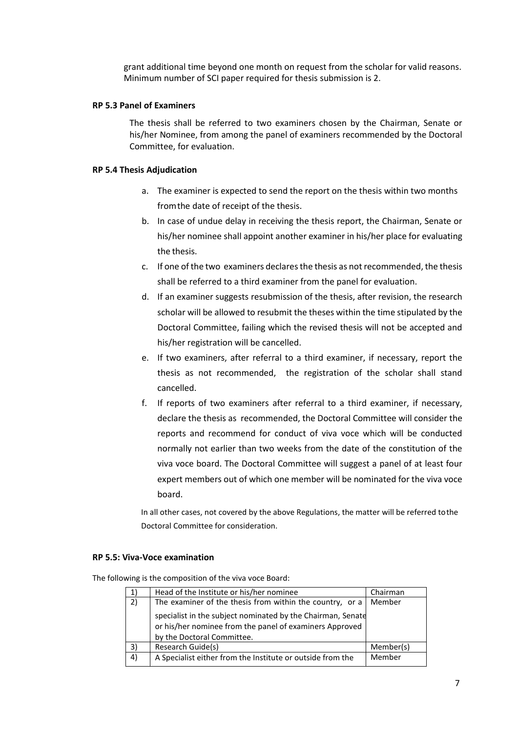grant additional time beyond one month on request from the scholar for valid reasons. Minimum number of SCI paper required for thesis submission is 2.

**RP 5.3 Panel of Examiners**

The thesis shall be referred to two examiners chosen by the Chairman, Senate or his/her Nominee, from among the panel of examiners recommended by the Doctoral Committee, for evaluation.

**RP 5.4 Thesis Adjudication**

a. The examiner is expected to send the report on the thesis within two months fromthe date of receipt of the thesis.
b. In case of undue delay in receiving the thesis report, the Chairman, Senate or his/her nominee shall appoint another examiner in his/her place for evaluating the thesis.
c. If one of the two examiners declares the thesis as not recommended, the thesis shall be referred to a third examiner from the panel for evaluation.
d. If an examiner suggests resubmission of the thesis, after revision, the research scholar will be allowed to resubmit the theses within the time stipulated by the Doctoral Committee, failing which the revised thesis will not be accepted and his/her registration will be cancelled.
e. If two examiners, after referral to a third examiner, if necessary, report the thesis as not recommended, the registration of the scholar shall stand cancelled.
f. If reports of two examiners after referral to a third examiner, if necessary, declare the thesis as recommended, the Doctoral Committee will consider the reports and recommend for conduct of viva voce which will be conducted normally not earlier than two weeks from the date of the constitution of the viva voce board. The Doctoral Committee will suggest a panel of at least four expert members out of which one member will be nominated for the viva voce board.

In all other cases, not covered by the above Regulations, the matter will be referred tothe Doctoral Committee for consideration.

**RP 5.5: Viva-Voce examination**

The following is the composition of the viva voce Board:

| | | |
|---|---|---|
| 1) | Head of the Institute or his/her nominee | Chairman |
| 2) | The examiner of the thesis from within the country, or a specialist in the subject nominated by the Chairman, Senate or his/her nominee from the panel of examiners Approved by the Doctoral Committee. | Member |
| 3) | Research Guide(s) | Member(s) |
| 4) | A Specialist either from the Institute or outside from the | Member |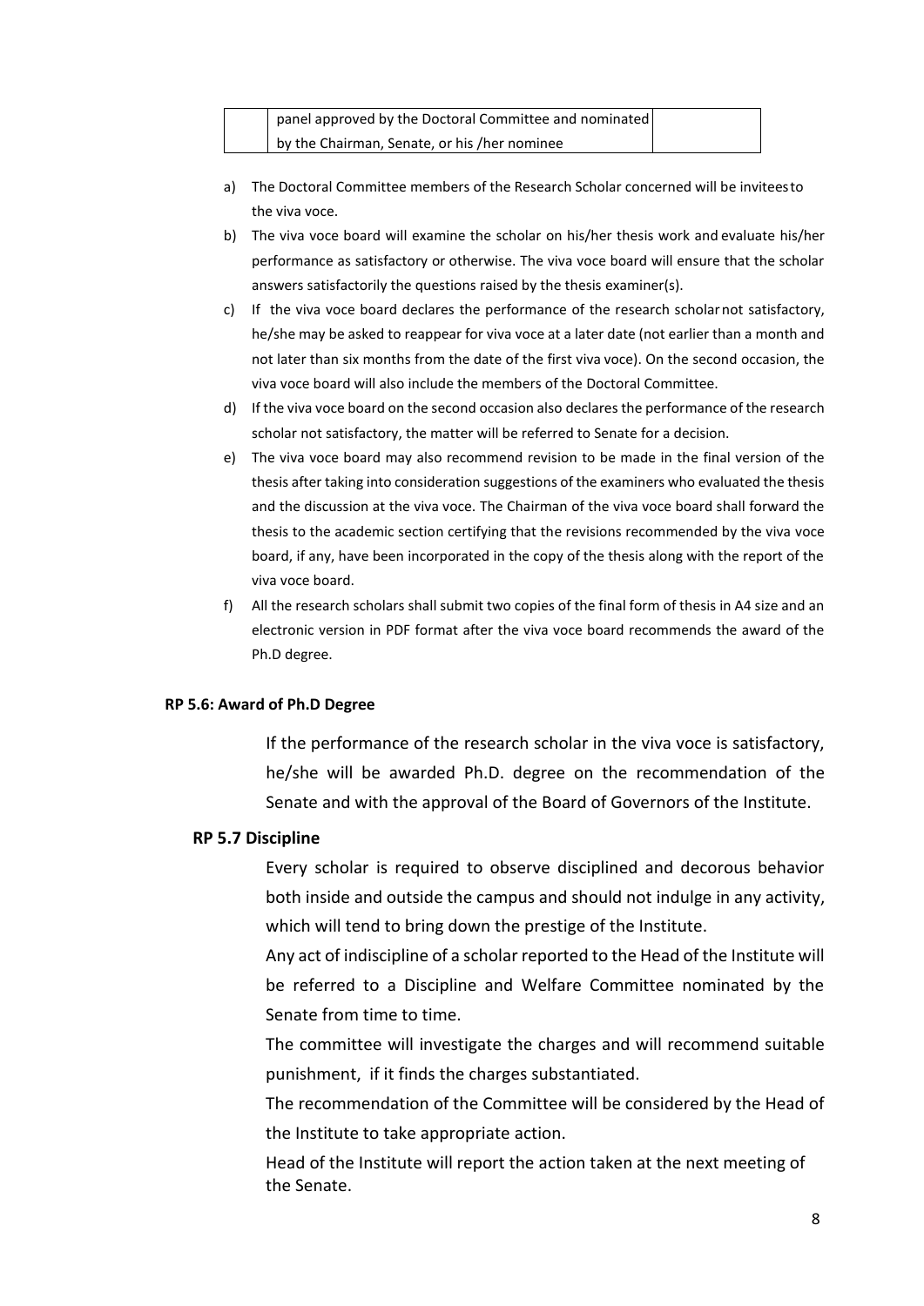| | panel approved by the Doctoral Committee and nominated by the Chairman, Senate, or his /her nominee | |
|---|---|---|

a) The Doctoral Committee members of the Research Scholar concerned will be invitees to the viva voce.
b) The viva voce board will examine the scholar on his/her thesis work and evaluate his/her performance as satisfactory or otherwise. The viva voce board will ensure that the scholar answers satisfactorily the questions raised by the thesis examiner(s).
c) If the viva voce board declares the performance of the research scholar not satisfactory, he/she may be asked to reappear for viva voce at a later date (not earlier than a month and not later than six months from the date of the first viva voce). On the second occasion, the viva voce board will also include the members of the Doctoral Committee.
d) If the viva voce board on the second occasion also declares the performance of the research scholar not satisfactory, the matter will be referred to Senate for a decision.
e) The viva voce board may also recommend revision to be made in the final version of the thesis after taking into consideration suggestions of the examiners who evaluated the thesis and the discussion at the viva voce. The Chairman of the viva voce board shall forward the thesis to the academic section certifying that the revisions recommended by the viva voce board, if any, have been incorporated in the copy of the thesis along with the report of the viva voce board.
f) All the research scholars shall submit two copies of the final form of thesis in A4 size and an electronic version in PDF format after the viva voce board recommends the award of the Ph.D degree.

**RP 5.6: Award of Ph.D Degree**

If the performance of the research scholar in the viva voce is satisfactory, he/she will be awarded Ph.D. degree on the recommendation of the Senate and with the approval of the Board of Governors of the Institute.

**RP 5.7 Discipline**

Every scholar is required to observe disciplined and decorous behavior both inside and outside the campus and should not indulge in any activity, which will tend to bring down the prestige of the Institute.

Any act of indiscipline of a scholar reported to the Head of the Institute will be referred to a Discipline and Welfare Committee nominated by the Senate from time to time.

The committee will investigate the charges and will recommend suitable punishment, if it finds the charges substantiated.

The recommendation of the Committee will be considered by the Head of the Institute to take appropriate action.

Head of the Institute will report the action taken at the next meeting of the Senate.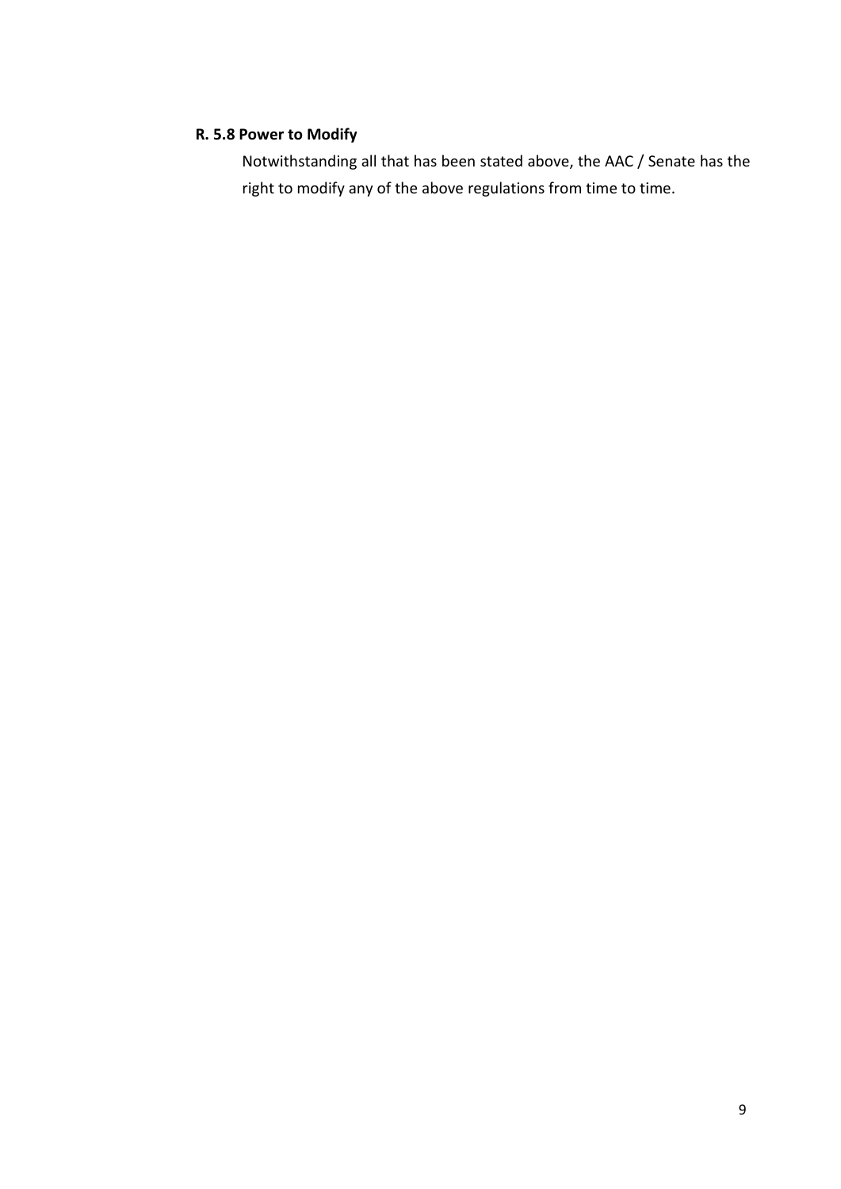**R. 5.8 Power to Modify**

Notwithstanding all that has been stated above, the AAC / Senate has the right to modify any of the above regulations from time to time.